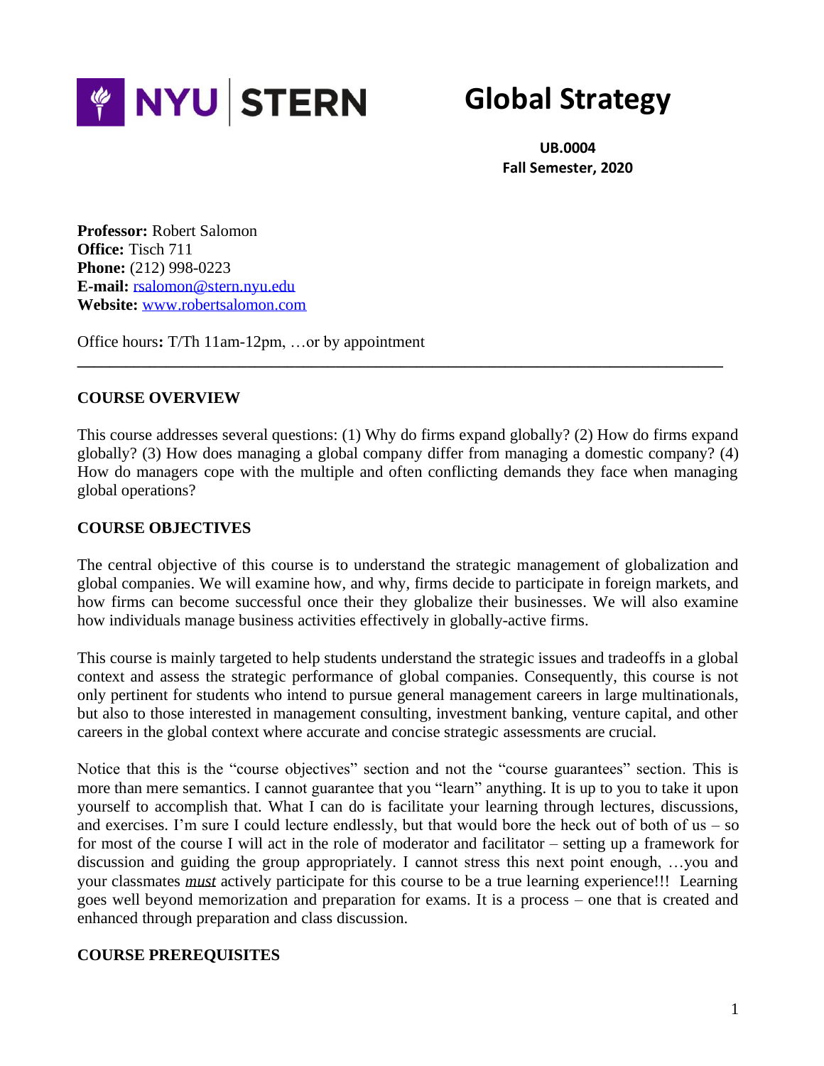NYU STERN

# Global Strategy

**UB.0004**
**Fall Semester, 2020**

**Professor:** Robert Salomon
**Office:** Tisch 711
**Phone:** (212) 998-0223
**E-mail:** rsalomon@stern.nyu.edu
**Website:** www.robertsalomon.com

Office hours**:** T/Th 11am-12pm, …or by appointment

---

## COURSE OVERVIEW

This course addresses several questions: (1) Why do firms expand globally? (2) How do firms expand globally? (3) How does managing a global company differ from managing a domestic company? (4) How do managers cope with the multiple and often conflicting demands they face when managing global operations?

## COURSE OBJECTIVES

The central objective of this course is to understand the strategic management of globalization and global companies. We will examine how, and why, firms decide to participate in foreign markets, and how firms can become successful once their they globalize their businesses. We will also examine how individuals manage business activities effectively in globally-active firms.

This course is mainly targeted to help students understand the strategic issues and tradeoffs in a global context and assess the strategic performance of global companies. Consequently, this course is not only pertinent for students who intend to pursue general management careers in large multinationals, but also to those interested in management consulting, investment banking, venture capital, and other careers in the global context where accurate and concise strategic assessments are crucial.

Notice that this is the "course objectives" section and not the "course guarantees" section. This is more than mere semantics. I cannot guarantee that you "learn" anything. It is up to you to take it upon yourself to accomplish that. What I can do is facilitate your learning through lectures, discussions, and exercises. I'm sure I could lecture endlessly, but that would bore the heck out of both of us – so for most of the course I will act in the role of moderator and facilitator – setting up a framework for discussion and guiding the group appropriately. I cannot stress this next point enough, …you and your classmates ***must*** actively participate for this course to be a true learning experience!!! Learning goes well beyond memorization and preparation for exams. It is a process – one that is created and enhanced through preparation and class discussion.

## COURSE PREREQUISITES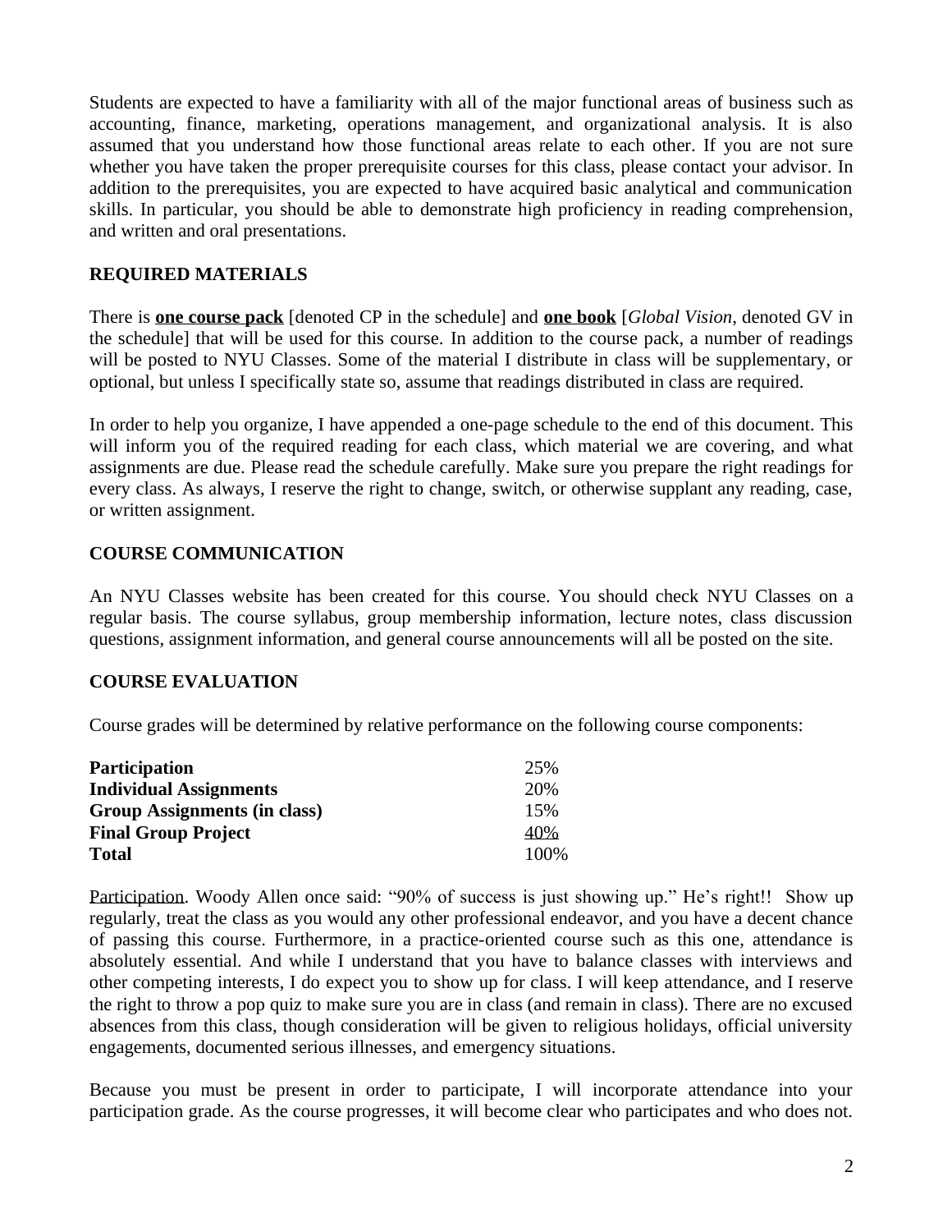Students are expected to have a familiarity with all of the major functional areas of business such as accounting, finance, marketing, operations management, and organizational analysis. It is also assumed that you understand how those functional areas relate to each other. If you are not sure whether you have taken the proper prerequisite courses for this class, please contact your advisor. In addition to the prerequisites, you are expected to have acquired basic analytical and communication skills. In particular, you should be able to demonstrate high proficiency in reading comprehension, and written and oral presentations.

## REQUIRED MATERIALS

There is **one course pack** [denoted CP in the schedule] and **one book** [*Global Vision*, denoted GV in the schedule] that will be used for this course. In addition to the course pack, a number of readings will be posted to NYU Classes. Some of the material I distribute in class will be supplementary, or optional, but unless I specifically state so, assume that readings distributed in class are required.

In order to help you organize, I have appended a one-page schedule to the end of this document. This will inform you of the required reading for each class, which material we are covering, and what assignments are due. Please read the schedule carefully. Make sure you prepare the right readings for every class. As always, I reserve the right to change, switch, or otherwise supplant any reading, case, or written assignment.

## COURSE COMMUNICATION

An NYU Classes website has been created for this course. You should check NYU Classes on a regular basis. The course syllabus, group membership information, lecture notes, class discussion questions, assignment information, and general course announcements will all be posted on the site.

## COURSE EVALUATION

Course grades will be determined by relative performance on the following course components:

| Component | Weight |
|---|---|
| **Participation** | 25% |
| **Individual Assignments** | 20% |
| **Group Assignments (in class)** | 15% |
| **Final Group Project** | 40% |
| **Total** | 100% |

Participation. Woody Allen once said: "90% of success is just showing up." He's right!! Show up regularly, treat the class as you would any other professional endeavor, and you have a decent chance of passing this course. Furthermore, in a practice-oriented course such as this one, attendance is absolutely essential. And while I understand that you have to balance classes with interviews and other competing interests, I do expect you to show up for class. I will keep attendance, and I reserve the right to throw a pop quiz to make sure you are in class (and remain in class). There are no excused absences from this class, though consideration will be given to religious holidays, official university engagements, documented serious illnesses, and emergency situations.

Because you must be present in order to participate, I will incorporate attendance into your participation grade. As the course progresses, it will become clear who participates and who does not.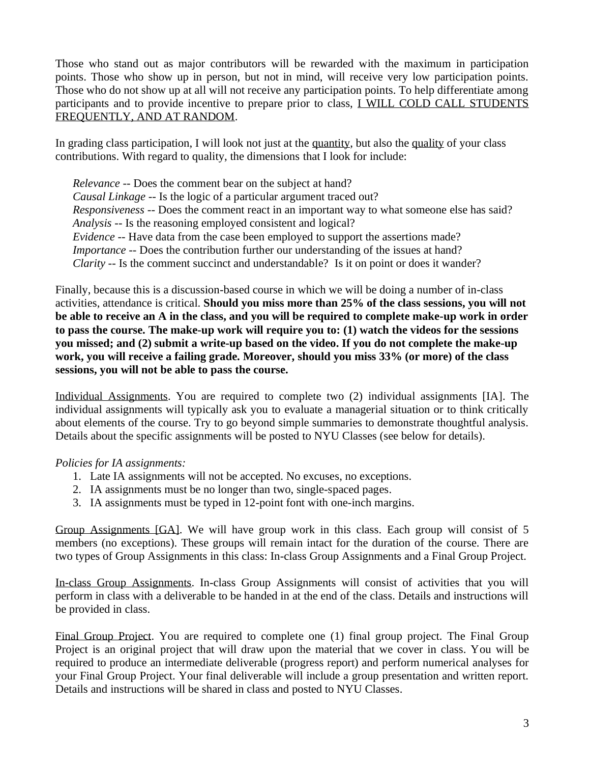Those who stand out as major contributors will be rewarded with the maximum in participation points. Those who show up in person, but not in mind, will receive very low participation points. Those who do not show up at all will not receive any participation points. To help differentiate among participants and to provide incentive to prepare prior to class, <u>I WILL COLD CALL STUDENTS FREQUENTLY, AND AT RANDOM</u>.

In grading class participation, I will look not just at the <u>quantity</u>, but also the <u>quality</u> of your class contributions. With regard to quality, the dimensions that I look for include:

*Relevance* -- Does the comment bear on the subject at hand?
*Causal Linkage* -- Is the logic of a particular argument traced out?
*Responsiveness* -- Does the comment react in an important way to what someone else has said?
*Analysis* -- Is the reasoning employed consistent and logical?
*Evidence* -- Have data from the case been employed to support the assertions made?
*Importance* -- Does the contribution further our understanding of the issues at hand?
*Clarity* -- Is the comment succinct and understandable? Is it on point or does it wander?

Finally, because this is a discussion-based course in which we will be doing a number of in-class activities, attendance is critical. **Should you miss more than 25% of the class sessions, you will not be able to receive an A in the class, and you will be required to complete make-up work in order to pass the course. The make-up work will require you to: (1) watch the videos for the sessions you missed; and (2) submit a write-up based on the video. If you do not complete the make-up work, you will receive a failing grade. Moreover, should you miss 33% (or more) of the class sessions, you will not be able to pass the course.**

<u>Individual Assignments</u>. You are required to complete two (2) individual assignments [IA]. The individual assignments will typically ask you to evaluate a managerial situation or to think critically about elements of the course. Try to go beyond simple summaries to demonstrate thoughtful analysis. Details about the specific assignments will be posted to NYU Classes (see below for details).

*Policies for IA assignments:*

1. Late IA assignments will not be accepted. No excuses, no exceptions.
2. IA assignments must be no longer than two, single-spaced pages.
3. IA assignments must be typed in 12-point font with one-inch margins.

<u>Group Assignments [GA]</u>. We will have group work in this class. Each group will consist of 5 members (no exceptions). These groups will remain intact for the duration of the course. There are two types of Group Assignments in this class: In-class Group Assignments and a Final Group Project.

<u>In-class Group Assignments</u>. In-class Group Assignments will consist of activities that you will perform in class with a deliverable to be handed in at the end of the class. Details and instructions will be provided in class.

<u>Final Group Project</u>. You are required to complete one (1) final group project. The Final Group Project is an original project that will draw upon the material that we cover in class. You will be required to produce an intermediate deliverable (progress report) and perform numerical analyses for your Final Group Project. Your final deliverable will include a group presentation and written report. Details and instructions will be shared in class and posted to NYU Classes.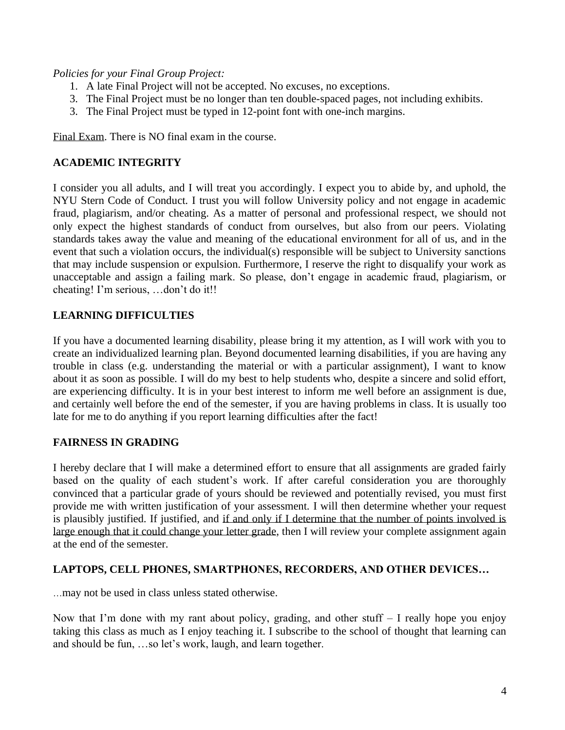*Policies for your Final Group Project:*

1. A late Final Project will not be accepted. No excuses, no exceptions.
3. The Final Project must be no longer than ten double-spaced pages, not including exhibits.
3. The Final Project must be typed in 12-point font with one-inch margins.

<u>Final Exam</u>. There is NO final exam in the course.

## ACADEMIC INTEGRITY

I consider you all adults, and I will treat you accordingly. I expect you to abide by, and uphold, the NYU Stern Code of Conduct. I trust you will follow University policy and not engage in academic fraud, plagiarism, and/or cheating. As a matter of personal and professional respect, we should not only expect the highest standards of conduct from ourselves, but also from our peers. Violating standards takes away the value and meaning of the educational environment for all of us, and in the event that such a violation occurs, the individual(s) responsible will be subject to University sanctions that may include suspension or expulsion. Furthermore, I reserve the right to disqualify your work as unacceptable and assign a failing mark. So please, don't engage in academic fraud, plagiarism, or cheating! I'm serious, …don't do it!!

## LEARNING DIFFICULTIES

If you have a documented learning disability, please bring it my attention, as I will work with you to create an individualized learning plan. Beyond documented learning disabilities, if you are having any trouble in class (e.g. understanding the material or with a particular assignment), I want to know about it as soon as possible. I will do my best to help students who, despite a sincere and solid effort, are experiencing difficulty. It is in your best interest to inform me well before an assignment is due, and certainly well before the end of the semester, if you are having problems in class. It is usually too late for me to do anything if you report learning difficulties after the fact!

## FAIRNESS IN GRADING

I hereby declare that I will make a determined effort to ensure that all assignments are graded fairly based on the quality of each student's work. If after careful consideration you are thoroughly convinced that a particular grade of yours should be reviewed and potentially revised, you must first provide me with written justification of your assessment. I will then determine whether your request is plausibly justified. If justified, and <u>if and only if I determine that the number of points involved is large enough that it could change your letter grade</u>, then I will review your complete assignment again at the end of the semester.

## LAPTOPS, CELL PHONES, SMARTPHONES, RECORDERS, AND OTHER DEVICES…

…may not be used in class unless stated otherwise.

Now that I'm done with my rant about policy, grading, and other stuff – I really hope you enjoy taking this class as much as I enjoy teaching it. I subscribe to the school of thought that learning can and should be fun, …so let's work, laugh, and learn together.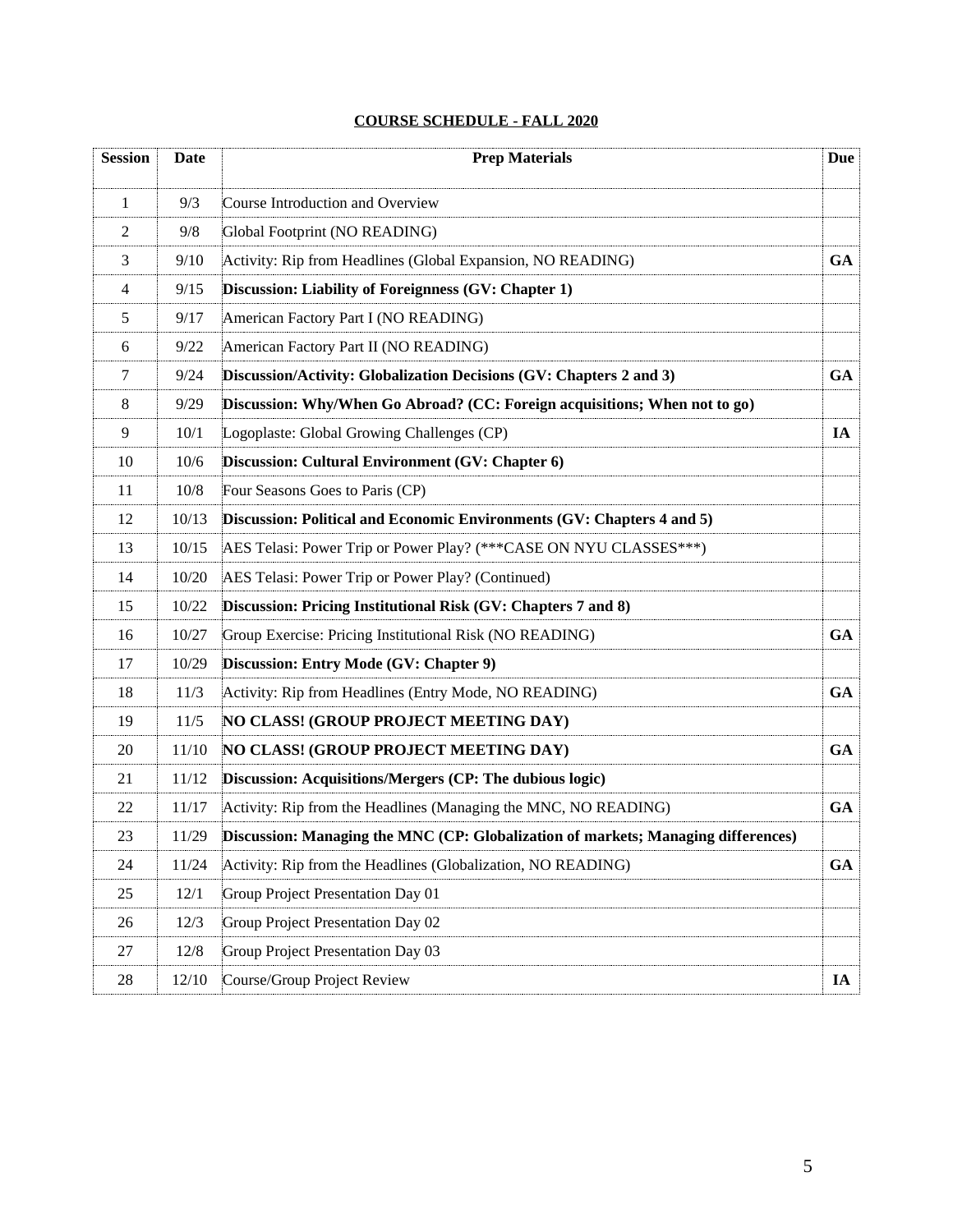**COURSE SCHEDULE - FALL 2020**

| Session | Date | Prep Materials | Due |
|---|---|---|---|
| 1 | 9/3 | Course Introduction and Overview | |
| 2 | 9/8 | Global Footprint (NO READING) | |
| 3 | 9/10 | Activity: Rip from Headlines (Global Expansion, NO READING) | **GA** |
| 4 | 9/15 | **Discussion: Liability of Foreignness (GV: Chapter 1)** | |
| 5 | 9/17 | American Factory Part I (NO READING) | |
| 6 | 9/22 | American Factory Part II (NO READING) | |
| 7 | 9/24 | **Discussion/Activity: Globalization Decisions (GV: Chapters 2 and 3)** | **GA** |
| 8 | 9/29 | **Discussion: Why/When Go Abroad? (CC: Foreign acquisitions; When not to go)** | |
| 9 | 10/1 | Logoplaste: Global Growing Challenges (CP) | **IA** |
| 10 | 10/6 | **Discussion: Cultural Environment (GV: Chapter 6)** | |
| 11 | 10/8 | Four Seasons Goes to Paris (CP) | |
| 12 | 10/13 | **Discussion: Political and Economic Environments (GV: Chapters 4 and 5)** | |
| 13 | 10/15 | AES Telasi: Power Trip or Power Play? (***CASE ON NYU CLASSES***) | |
| 14 | 10/20 | AES Telasi: Power Trip or Power Play? (Continued) | |
| 15 | 10/22 | **Discussion: Pricing Institutional Risk (GV: Chapters 7 and 8)** | |
| 16 | 10/27 | Group Exercise: Pricing Institutional Risk (NO READING) | **GA** |
| 17 | 10/29 | **Discussion: Entry Mode (GV: Chapter 9)** | |
| 18 | 11/3 | Activity: Rip from Headlines (Entry Mode, NO READING) | **GA** |
| 19 | 11/5 | **NO CLASS! (GROUP PROJECT MEETING DAY)** | |
| 20 | 11/10 | **NO CLASS! (GROUP PROJECT MEETING DAY)** | **GA** |
| 21 | 11/12 | **Discussion: Acquisitions/Mergers (CP: The dubious logic)** | |
| 22 | 11/17 | Activity: Rip from the Headlines (Managing the MNC, NO READING) | **GA** |
| 23 | 11/29 | **Discussion: Managing the MNC (CP: Globalization of markets; Managing differences)** | |
| 24 | 11/24 | Activity: Rip from the Headlines (Globalization, NO READING) | **GA** |
| 25 | 12/1 | Group Project Presentation Day 01 | |
| 26 | 12/3 | Group Project Presentation Day 02 | |
| 27 | 12/8 | Group Project Presentation Day 03 | |
| 28 | 12/10 | Course/Group Project Review | **IA** |